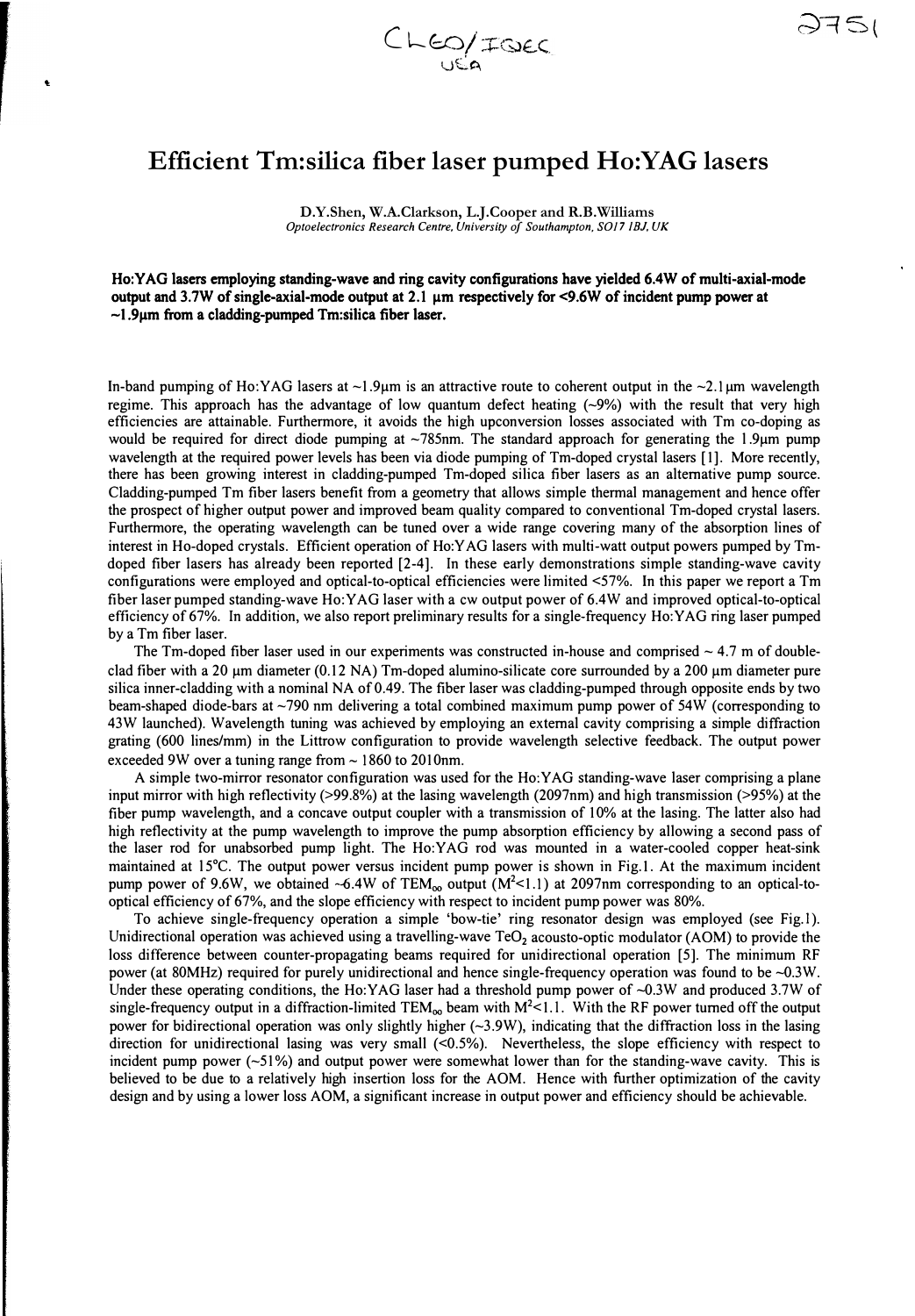CLEO/IQEC USA

2751

# Efficient Tm:silica fiber laser pumped Ho:YAG lasers

D.Y.Shen, W.A.Clarkson, L.J.Cooper and R.B.Williams

*Optoelectronics Research Centre, University of Southampton, SO17 1BJ, UK*

**Ho:YAG lasers employing standing-wave and ring cavity configurations have yielded 6.4W of multi-axial-mode output and 3.7W of single-axial-mode output at 2.1 μm respectively for <9.6W of incident pump power at ~1.9μm from a cladding-pumped Tm:silica fiber laser.**

In-band pumping of Ho:YAG lasers at ~1.9μm is an attractive route to coherent output in the ~2.1μm wavelength regime. This approach has the advantage of low quantum defect heating (~9%) with the result that very high efficiencies are attainable. Furthermore, it avoids the high upconversion losses associated with Tm co-doping as would be required for direct diode pumping at ~785nm. The standard approach for generating the 1.9μm pump wavelength at the required power levels has been via diode pumping of Tm-doped crystal lasers [1]. More recently, there has been growing interest in cladding-pumped Tm-doped silica fiber lasers as an alternative pump source. Cladding-pumped Tm fiber lasers benefit from a geometry that allows simple thermal management and hence offer the prospect of higher output power and improved beam quality compared to conventional Tm-doped crystal lasers. Furthermore, the operating wavelength can be tuned over a wide range covering many of the absorption lines of interest in Ho-doped crystals. Efficient operation of Ho:YAG lasers with multi-watt output powers pumped by Tm-doped fiber lasers has already been reported [2-4]. In these early demonstrations simple standing-wave cavity configurations were employed and optical-to-optical efficiencies were limited <57%. In this paper we report a Tm fiber laser pumped standing-wave Ho:YAG laser with a cw output power of 6.4W and improved optical-to-optical efficiency of 67%. In addition, we also report preliminary results for a single-frequency Ho:YAG ring laser pumped by a Tm fiber laser.

The Tm-doped fiber laser used in our experiments was constructed in-house and comprised ~ 4.7 m of double-clad fiber with a 20 μm diameter (0.12 NA) Tm-doped alumino-silicate core surrounded by a 200 μm diameter pure silica inner-cladding with a nominal NA of 0.49. The fiber laser was cladding-pumped through opposite ends by two beam-shaped diode-bars at ~790 nm delivering a total combined maximum pump power of 54W (corresponding to 43W launched). Wavelength tuning was achieved by employing an external cavity comprising a simple diffraction grating (600 lines/mm) in the Littrow configuration to provide wavelength selective feedback. The output power exceeded 9W over a tuning range from ~ 1860 to 2010nm.

A simple two-mirror resonator configuration was used for the Ho:YAG standing-wave laser comprising a plane input mirror with high reflectivity (>99.8%) at the lasing wavelength (2097nm) and high transmission (>95%) at the fiber pump wavelength, and a concave output coupler with a transmission of 10% at the lasing. The latter also had high reflectivity at the pump wavelength to improve the pump absorption efficiency by allowing a second pass of the laser rod for unabsorbed pump light. The Ho:YAG rod was mounted in a water-cooled copper heat-sink maintained at 15°C. The output power versus incident pump power is shown in Fig.1. At the maximum incident pump power of 9.6W, we obtained ~6.4W of $TEM_{00}$ output ($M^2$<1.1) at 2097nm corresponding to an optical-to-optical efficiency of 67%, and the slope efficiency with respect to incident pump power was 80%.

To achieve single-frequency operation a simple 'bow-tie' ring resonator design was employed (see Fig.1). Unidirectional operation was achieved using a travelling-wave $TeO_2$ acousto-optic modulator (AOM) to provide the loss difference between counter-propagating beams required for unidirectional operation [5]. The minimum RF power (at 80MHz) required for purely unidirectional and hence single-frequency operation was found to be ~0.3W. Under these operating conditions, the Ho:YAG laser had a threshold pump power of ~0.3W and produced 3.7W of single-frequency output in a diffraction-limited $TEM_{00}$ beam with $M^2$<1.1. With the RF power turned off the output power for bidirectional operation was only slightly higher (~3.9W), indicating that the diffraction loss in the lasing direction for unidirectional lasing was very small (<0.5%). Nevertheless, the slope efficiency with respect to incident pump power (~51%) and output power were somewhat lower than for the standing-wave cavity. This is believed to be due to a relatively high insertion loss for the AOM. Hence with further optimization of the cavity design and by using a lower loss AOM, a significant increase in output power and efficiency should be achievable.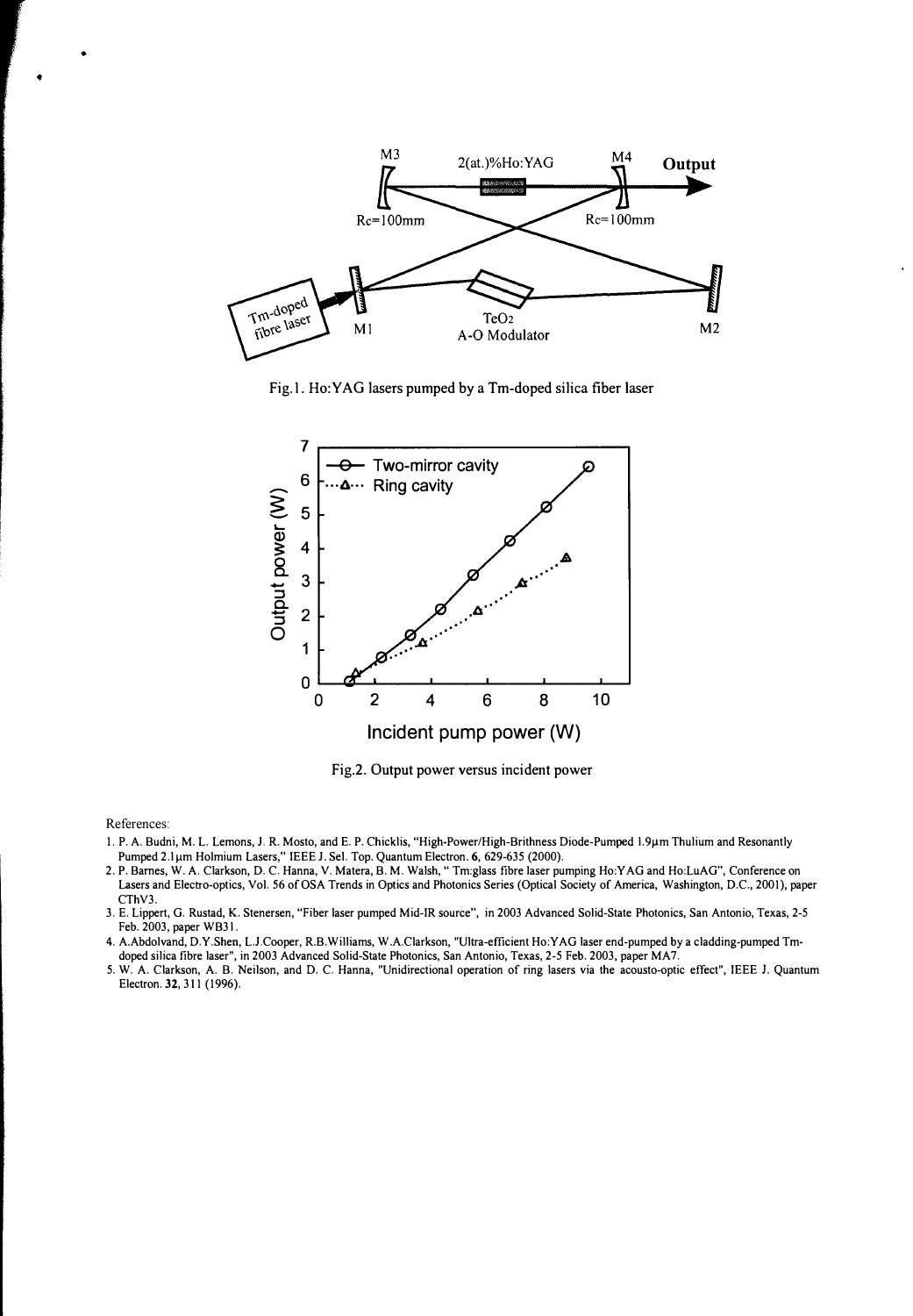M3

2(at.)%Ho:YAG

M4

**Output**

Rc=100mm

Rc=100mm

Tm-doped fibre laser

M1

$TeO_2$

A-O Modulator

M2

Fig.1. Ho:YAG lasers pumped by a Tm-doped silica fiber laser

Two-mirror cavity

Ring cavity

Output power (W)

0 1 2 3 4 5 6 7

Incident pump power (W)

0 2 4 6 8 10

Fig.2. Output power versus incident power

References:

1. P. A. Budni, M. L. Lemons, J. R. Mosto, and E. P. Chicklis, "High-Power/High-Brithness Diode-Pumped 1.9μm Thulium and Resonantly Pumped 2.1μm Holmium Lasers," IEEE J. Sel. Top. Quantum Electron. **6**, 629-635 (2000).
2. P. Barnes, W. A. Clarkson, D. C. Hanna, V. Matera, B. M. Walsh, " Tm:glass fibre laser pumping Ho:YAG and Ho:LuAG", Conference on Lasers and Electro-optics, Vol. 56 of OSA Trends in Optics and Photonics Series (Optical Society of America, Washington, D.C., 2001), paper CThV3.
3. E. Lippert, G. Rustad, K. Stenersen, "Fiber laser pumped Mid-IR source", in 2003 Advanced Solid-State Photonics, San Antonio, Texas, 2-5 Feb. 2003, paper WB31.
4. A.Abdolvand, D.Y.Shen, L.J.Cooper, R.B.Williams, W.A.Clarkson, "Ultra-efficient Ho:YAG laser end-pumped by a cladding-pumped Tm-doped silica fibre laser", in 2003 Advanced Solid-State Photonics, San Antonio, Texas, 2-5 Feb. 2003, paper MA7.
5. W. A. Clarkson, A. B. Neilson, and D. C. Hanna, "Unidirectional operation of ring lasers via the acousto-optic effect", IEEE J. Quantum Electron. **32**, 311 (1996).